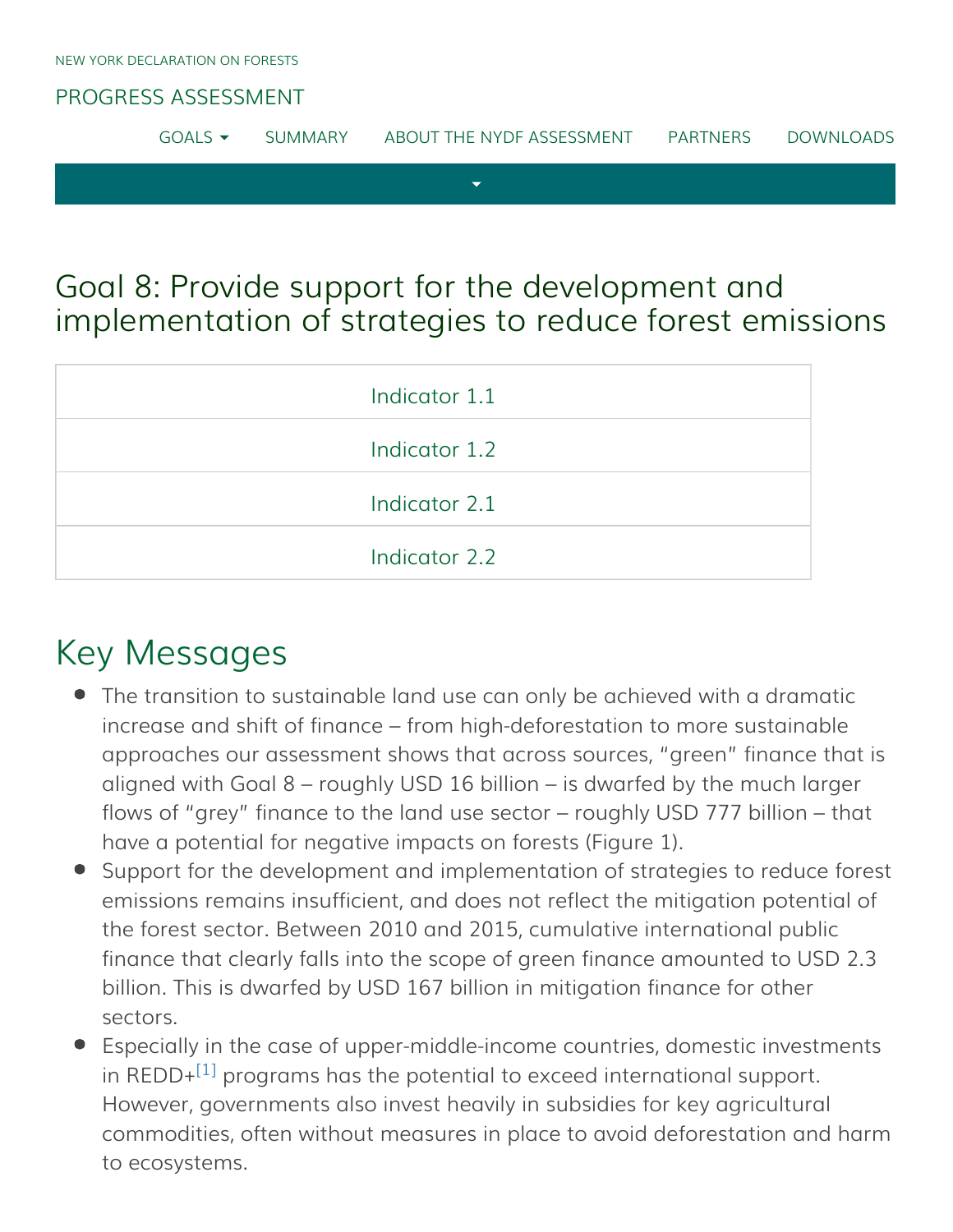NEW YORK DECLARATION ON FORESTS

PROGRESS ASSESSMENT

GOALS SUMMARY ABOUT THE NYDF ASSESSMENT PARTNERS DOWNLOADS

# Goal 8: Provide support for the development and implementation of strategies to reduce forest emissions

| Indicator 1.1 |
|---|
| Indicator 1.2 |
| Indicator 2.1 |
| Indicator 2.2 |

## Key Messages

- The transition to sustainable land use can only be achieved with a dramatic increase and shift of finance – from high-deforestation to more sustainable approaches our assessment shows that across sources, "green" finance that is aligned with Goal 8 – roughly USD 16 billion – is dwarfed by the much larger flows of "grey" finance to the land use sector – roughly USD 777 billion – that have a potential for negative impacts on forests (Figure 1).
- Support for the development and implementation of strategies to reduce forest emissions remains insufficient, and does not reflect the mitigation potential of the forest sector. Between 2010 and 2015, cumulative international public finance that clearly falls into the scope of green finance amounted to USD 2.3 billion. This is dwarfed by USD 167 billion in mitigation finance for other sectors.
- Especially in the case of upper-middle-income countries, domestic investments in REDD+[1] programs has the potential to exceed international support. However, governments also invest heavily in subsidies for key agricultural commodities, often without measures in place to avoid deforestation and harm to ecosystems.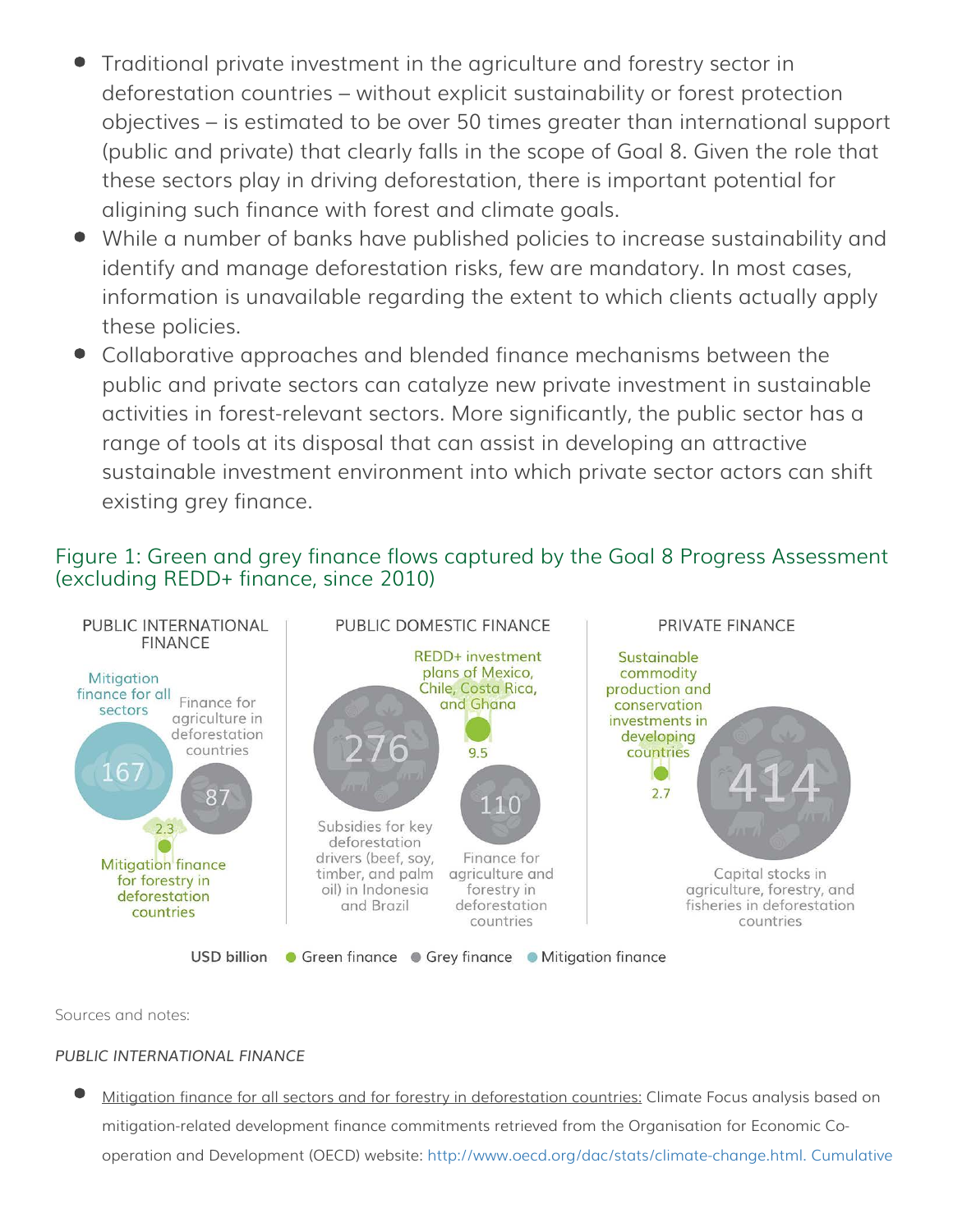- Traditional private investment in the agriculture and forestry sector in deforestation countries – without explicit sustainability or forest protection objectives – is estimated to be over 50 times greater than international support (public and private) that clearly falls in the scope of Goal 8. Given the role that these sectors play in driving deforestation, there is important potential for aligining such finance with forest and climate goals.
- While a number of banks have published policies to increase sustainability and identify and manage deforestation risks, few are mandatory. In most cases, information is unavailable regarding the extent to which clients actually apply these policies.
- Collaborative approaches and blended finance mechanisms between the public and private sectors can catalyze new private investment in sustainable activities in forest-relevant sectors. More significantly, the public sector has a range of tools at its disposal that can assist in developing an attractive sustainable investment environment into which private sector actors can shift existing grey finance.

## Figure 1: Green and grey finance flows captured by the Goal 8 Progress Assessment (excluding REDD+ finance, since 2010)

PUBLIC INTERNATIONAL FINANCE

- Mitigation finance for all sectors: 167
- Finance for agriculture in deforestation countries: 87
- Mitigation finance for forestry in deforestation countries: 2.3

PUBLIC DOMESTIC FINANCE

- Subsidies for key deforestation drivers (beef, soy, timber, and palm oil) in Indonesia and Brazil: 276
- REDD+ investment plans of Mexico, Chile, Costa Rica, and Ghana: 9.5
- Finance for agriculture and forestry in deforestation countries: 110

PRIVATE FINANCE

- Sustainable commodity production and conservation investments in developing countries: 2.7
- Capital stocks in agriculture, forestry, and fisheries in deforestation countries: 414

USD billion ● Green finance ● Grey finance ● Mitigation finance

Sources and notes:

*PUBLIC INTERNATIONAL FINANCE*

- Mitigation finance for all sectors and for forestry in deforestation countries: Climate Focus analysis based on mitigation-related development finance commitments retrieved from the Organisation for Economic Co-operation and Development (OECD) website: http://www.oecd.org/dac/stats/climate-change.html. Cumulative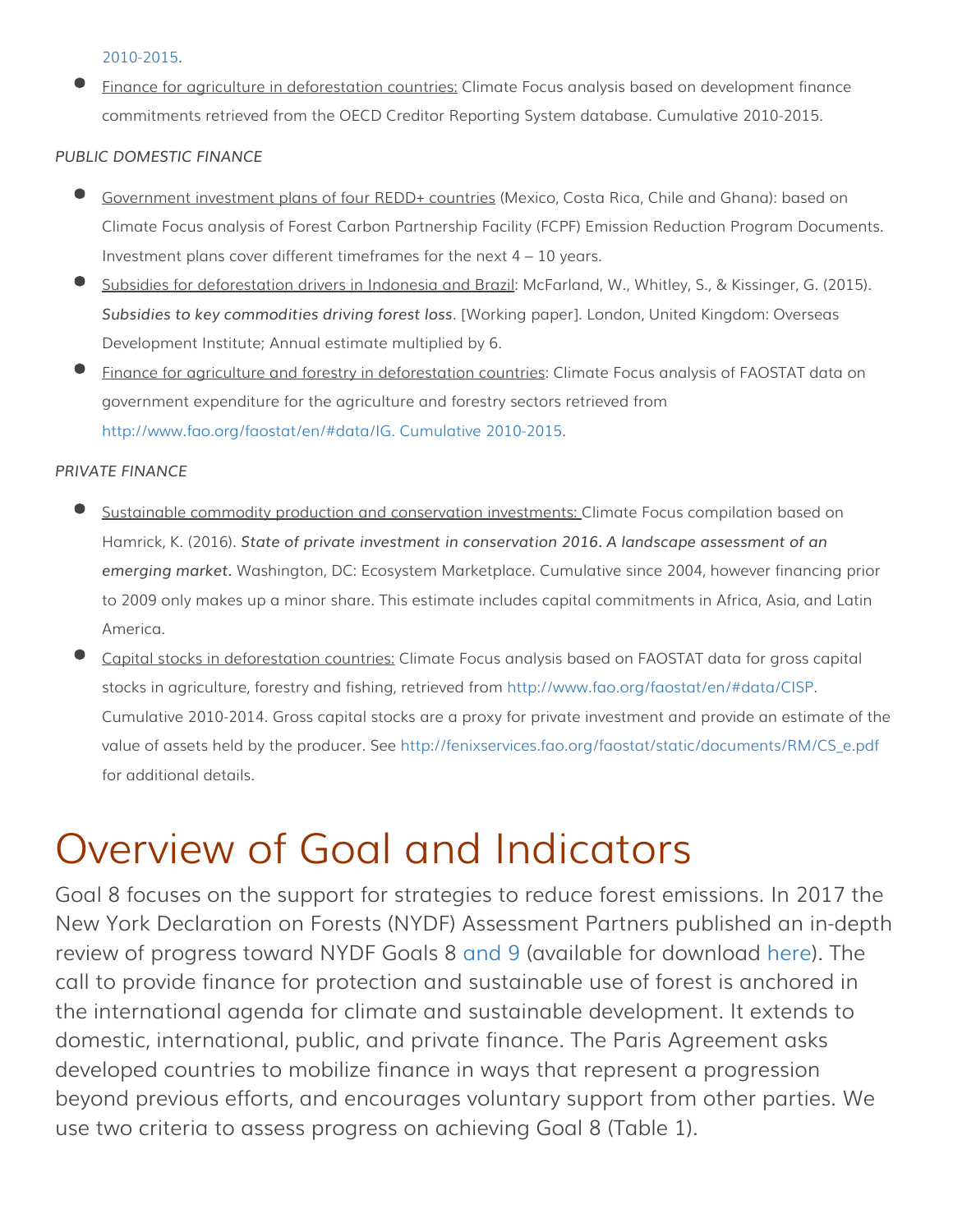2010-2015.

- Finance for agriculture in deforestation countries: Climate Focus analysis based on development finance commitments retrieved from the OECD Creditor Reporting System database. Cumulative 2010-2015.

*PUBLIC DOMESTIC FINANCE*

- Government investment plans of four REDD+ countries (Mexico, Costa Rica, Chile and Ghana): based on Climate Focus analysis of Forest Carbon Partnership Facility (FCPF) Emission Reduction Program Documents. Investment plans cover different timeframes for the next 4 – 10 years.
- Subsidies for deforestation drivers in Indonesia and Brazil: McFarland, W., Whitley, S., & Kissinger, G. (2015). ***Subsidies to key commodities driving forest loss***. [Working paper]. London, United Kingdom: Overseas Development Institute; Annual estimate multiplied by 6.
- Finance for agriculture and forestry in deforestation countries: Climate Focus analysis of FAOSTAT data on government expenditure for the agriculture and forestry sectors retrieved from http://www.fao.org/faostat/en/#data/IG. Cumulative 2010-2015.

*PRIVATE FINANCE*

- Sustainable commodity production and conservation investments: Climate Focus compilation based on Hamrick, K. (2016). ***State of private investment in conservation 2016. A landscape assessment of an emerging market.*** Washington, DC: Ecosystem Marketplace. Cumulative since 2004, however financing prior to 2009 only makes up a minor share. This estimate includes capital commitments in Africa, Asia, and Latin America.
- Capital stocks in deforestation countries: Climate Focus analysis based on FAOSTAT data for gross capital stocks in agriculture, forestry and fishing, retrieved from http://www.fao.org/faostat/en/#data/CISP. Cumulative 2010-2014. Gross capital stocks are a proxy for private investment and provide an estimate of the value of assets held by the producer. See http://fenixservices.fao.org/faostat/static/documents/RM/CS_e.pdf for additional details.

# Overview of Goal and Indicators

Goal 8 focuses on the support for strategies to reduce forest emissions. In 2017 the New York Declaration on Forests (NYDF) Assessment Partners published an in-depth review of progress toward NYDF Goals 8 and 9 (available for download here). The call to provide finance for protection and sustainable use of forest is anchored in the international agenda for climate and sustainable development. It extends to domestic, international, public, and private finance. The Paris Agreement asks developed countries to mobilize finance in ways that represent a progression beyond previous efforts, and encourages voluntary support from other parties. We use two criteria to assess progress on achieving Goal 8 (Table 1).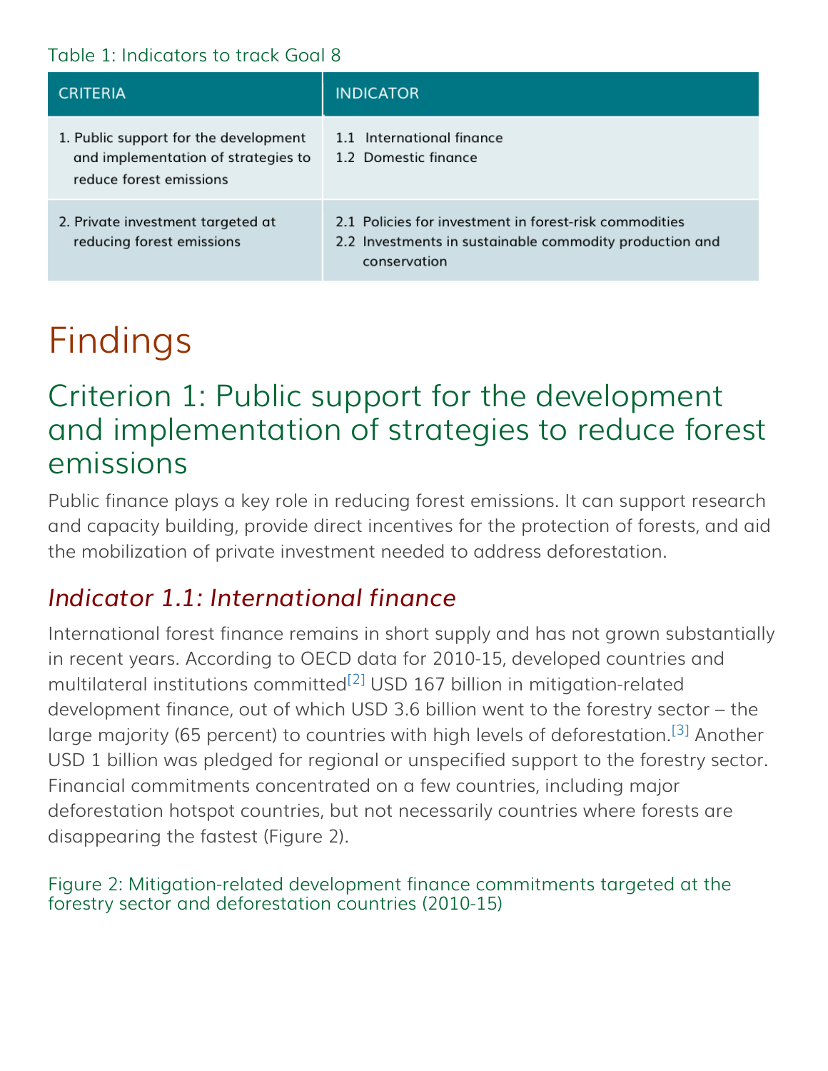Table 1: Indicators to track Goal 8

| CRITERIA | INDICATOR |
| --- | --- |
| 1. Public support for the development and implementation of strategies to reduce forest emissions | 1.1 International finance<br>1.2 Domestic finance |
| 2. Private investment targeted at reducing forest emissions | 2.1 Policies for investment in forest-risk commodities<br>2.2 Investments in sustainable commodity production and conservation |

# Findings

## Criterion 1: Public support for the development and implementation of strategies to reduce forest emissions

Public finance plays a key role in reducing forest emissions. It can support research and capacity building, provide direct incentives for the protection of forests, and aid the mobilization of private investment needed to address deforestation.

### *Indicator 1.1: International finance*

International forest finance remains in short supply and has not grown substantially in recent years. According to OECD data for 2010-15, developed countries and multilateral institutions committed[2] USD 167 billion in mitigation-related development finance, out of which USD 3.6 billion went to the forestry sector – the large majority (65 percent) to countries with high levels of deforestation.[3] Another USD 1 billion was pledged for regional or unspecified support to the forestry sector. Financial commitments concentrated on a few countries, including major deforestation hotspot countries, but not necessarily countries where forests are disappearing the fastest (Figure 2).

Figure 2: Mitigation-related development finance commitments targeted at the forestry sector and deforestation countries (2010-15)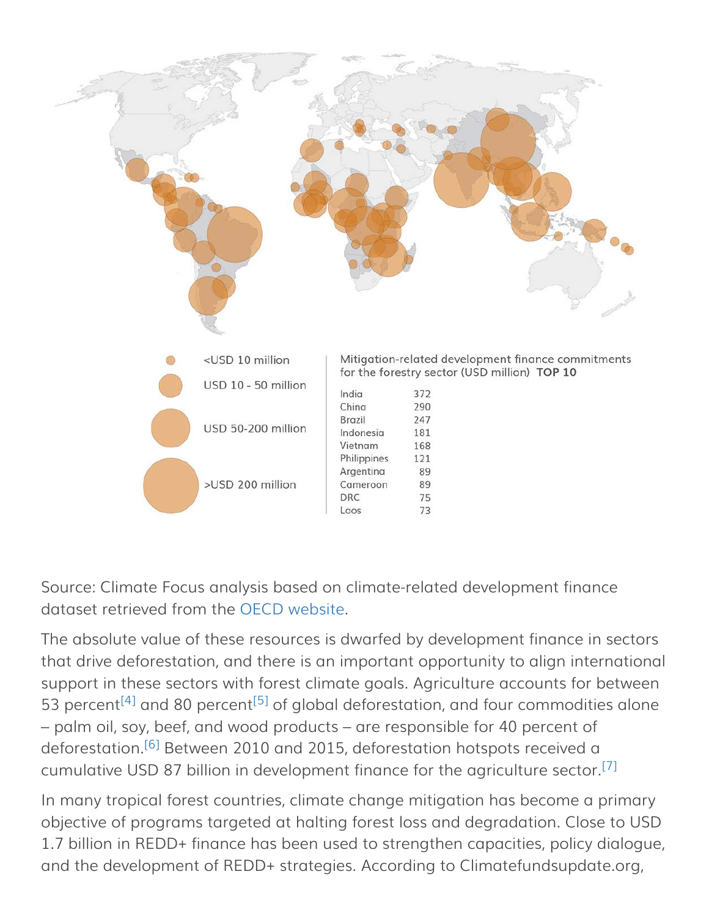| Country | USD million |
| --- | --- |
| India | 372 |
| China | 290 |
| Brazil | 247 |
| Indonesia | 181 |
| Vietnam | 168 |
| Philippines | 121 |
| Argentina | 89 |
| Cameroon | 89 |
| DRC | 75 |
| Laos | 73 |

Mitigation-related development finance commitments for the forestry sector (USD million) **TOP 10**

<USD 10 million

USD 10 - 50 million

USD 50-200 million

>USD 200 million

Source: Climate Focus analysis based on climate-related development finance dataset retrieved from the OECD website.

The absolute value of these resources is dwarfed by development finance in sectors that drive deforestation, and there is an important opportunity to align international support in these sectors with forest climate goals. Agriculture accounts for between 53 percent[4] and 80 percent[5] of global deforestation, and four commodities alone – palm oil, soy, beef, and wood products – are responsible for 40 percent of deforestation.[6] Between 2010 and 2015, deforestation hotspots received a cumulative USD 87 billion in development finance for the agriculture sector.[7]

In many tropical forest countries, climate change mitigation has become a primary objective of programs targeted at halting forest loss and degradation. Close to USD 1.7 billion in REDD+ finance has been used to strengthen capacities, policy dialogue, and the development of REDD+ strategies. According to Climatefundsupdate.org,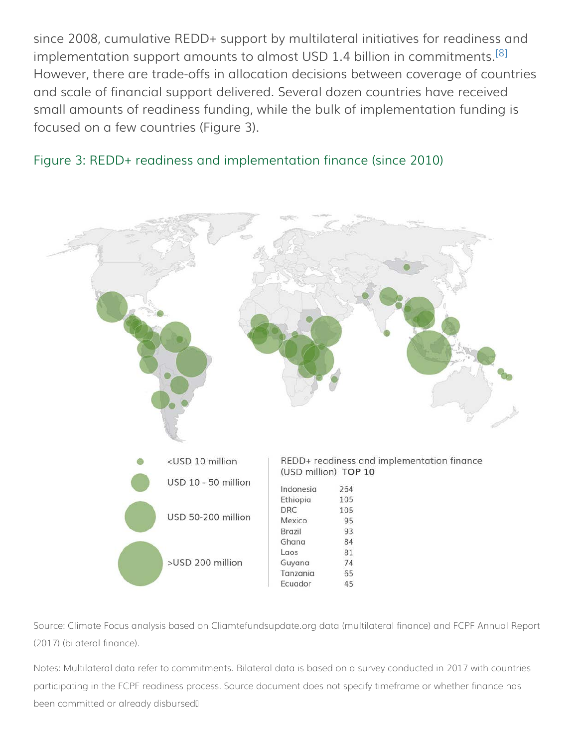since 2008, cumulative REDD+ support by multilateral initiatives for readiness and implementation support amounts to almost USD 1.4 billion in commitments.[8] However, there are trade-offs in allocation decisions between coverage of countries and scale of financial support delivered. Several dozen countries have received small amounts of readiness funding, while the bulk of implementation funding is focused on a few countries (Figure 3).

Figure 3: REDD+ readiness and implementation finance (since 2010)

- <USD 10 million
- USD 10 - 50 million
- USD 50-200 million
- >USD 200 million

REDD+ readiness and implementation finance (USD million) **TOP 10**

| Country | USD million |
|---|---|
| Indonesia | 264 |
| Ethiopia | 105 |
| DRC | 105 |
| Mexico | 95 |
| Brazil | 93 |
| Ghana | 84 |
| Laos | 81 |
| Guyana | 74 |
| Tanzania | 65 |
| Ecuador | 45 |

Source: Climate Focus analysis based on Cliamtefundsupdate.org data (multilateral finance) and FCPF Annual Report (2017) (bilateral finance).

Notes: Multilateral data refer to commitments. Bilateral data is based on a survey conducted in 2017 with countries participating in the FCPF readiness process. Source document does not specify timeframe or whether finance has been committed or already disbursed.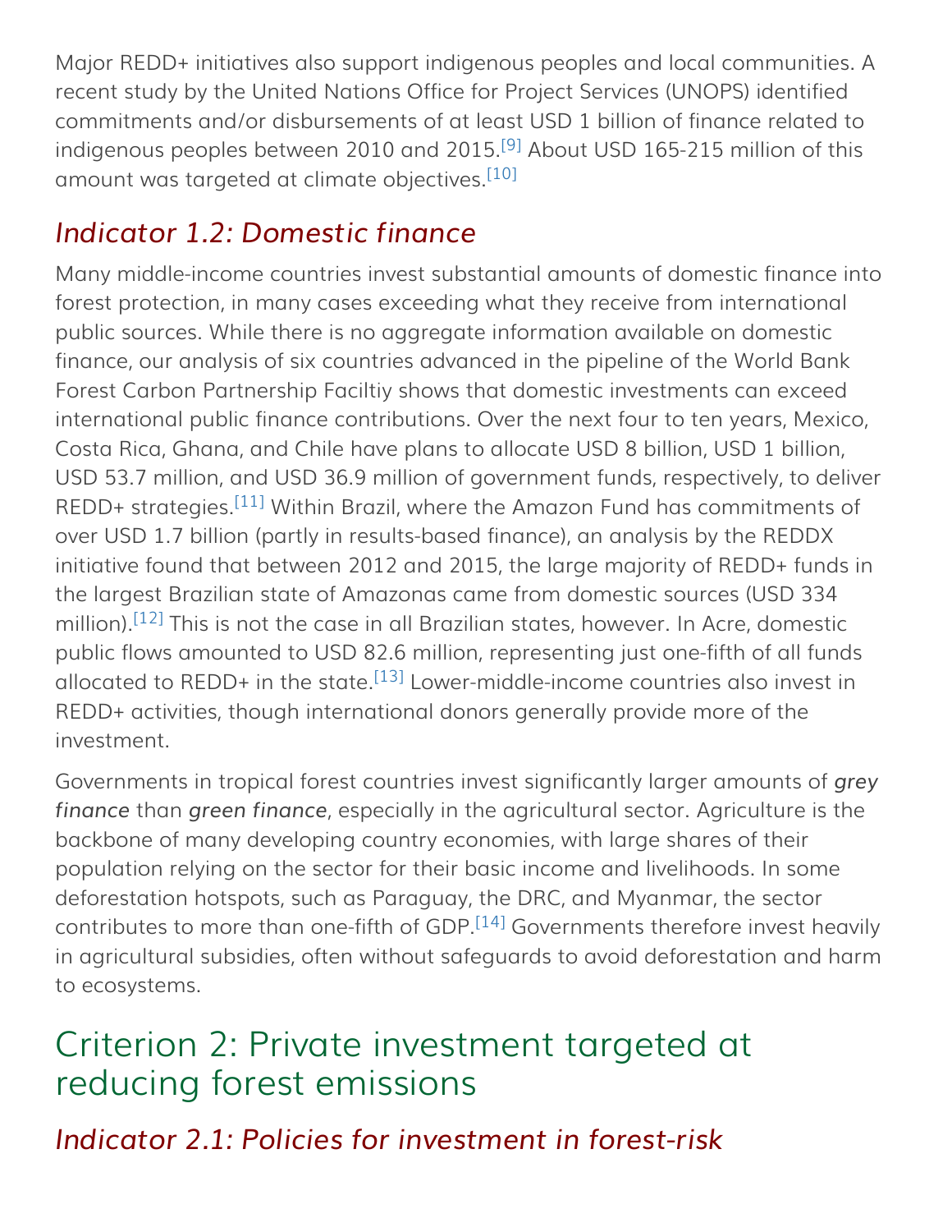Major REDD+ initiatives also support indigenous peoples and local communities. A recent study by the United Nations Office for Project Services (UNOPS) identified commitments and/or disbursements of at least USD 1 billion of finance related to indigenous peoples between 2010 and 2015.[9] About USD 165-215 million of this amount was targeted at climate objectives.[10]

### *Indicator 1.2: Domestic finance*

Many middle-income countries invest substantial amounts of domestic finance into forest protection, in many cases exceeding what they receive from international public sources. While there is no aggregate information available on domestic finance, our analysis of six countries advanced in the pipeline of the World Bank Forest Carbon Partnership Faciltiy shows that domestic investments can exceed international public finance contributions. Over the next four to ten years, Mexico, Costa Rica, Ghana, and Chile have plans to allocate USD 8 billion, USD 1 billion, USD 53.7 million, and USD 36.9 million of government funds, respectively, to deliver REDD+ strategies.[11] Within Brazil, where the Amazon Fund has commitments of over USD 1.7 billion (partly in results-based finance), an analysis by the REDDX initiative found that between 2012 and 2015, the large majority of REDD+ funds in the largest Brazilian state of Amazonas came from domestic sources (USD 334 million).[12] This is not the case in all Brazilian states, however. In Acre, domestic public flows amounted to USD 82.6 million, representing just one-fifth of all funds allocated to REDD+ in the state.[13] Lower-middle-income countries also invest in REDD+ activities, though international donors generally provide more of the investment.

Governments in tropical forest countries invest significantly larger amounts of *grey finance* than *green finance*, especially in the agricultural sector. Agriculture is the backbone of many developing country economies, with large shares of their population relying on the sector for their basic income and livelihoods. In some deforestation hotspots, such as Paraguay, the DRC, and Myanmar, the sector contributes to more than one-fifth of GDP.[14] Governments therefore invest heavily in agricultural subsidies, often without safeguards to avoid deforestation and harm to ecosystems.

## Criterion 2: Private investment targeted at reducing forest emissions

### *Indicator 2.1: Policies for investment in forest-risk*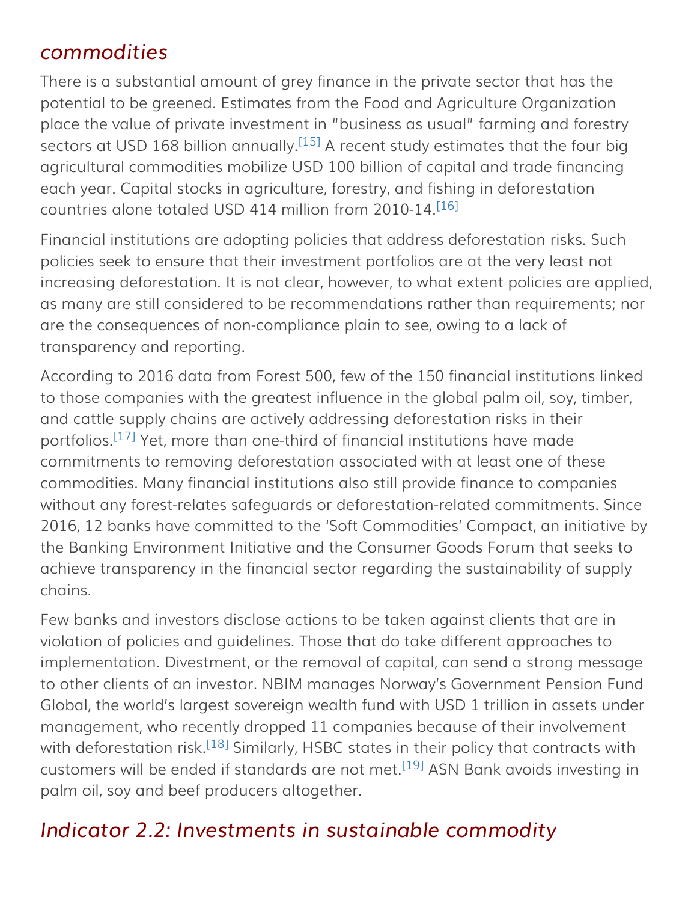## *commodities*

There is a substantial amount of grey finance in the private sector that has the potential to be greened. Estimates from the Food and Agriculture Organization place the value of private investment in "business as usual" farming and forestry sectors at USD 168 billion annually.[15] A recent study estimates that the four big agricultural commodities mobilize USD 100 billion of capital and trade financing each year. Capital stocks in agriculture, forestry, and fishing in deforestation countries alone totaled USD 414 million from 2010-14.[16]

Financial institutions are adopting policies that address deforestation risks. Such policies seek to ensure that their investment portfolios are at the very least not increasing deforestation. It is not clear, however, to what extent policies are applied, as many are still considered to be recommendations rather than requirements; nor are the consequences of non-compliance plain to see, owing to a lack of transparency and reporting.

According to 2016 data from Forest 500, few of the 150 financial institutions linked to those companies with the greatest influence in the global palm oil, soy, timber, and cattle supply chains are actively addressing deforestation risks in their portfolios.[17] Yet, more than one-third of financial institutions have made commitments to removing deforestation associated with at least one of these commodities. Many financial institutions also still provide finance to companies without any forest-relates safeguards or deforestation-related commitments. Since 2016, 12 banks have committed to the 'Soft Commodities' Compact, an initiative by the Banking Environment Initiative and the Consumer Goods Forum that seeks to achieve transparency in the financial sector regarding the sustainability of supply chains.

Few banks and investors disclose actions to be taken against clients that are in violation of policies and guidelines. Those that do take different approaches to implementation. Divestment, or the removal of capital, can send a strong message to other clients of an investor. NBIM manages Norway's Government Pension Fund Global, the world's largest sovereign wealth fund with USD 1 trillion in assets under management, who recently dropped 11 companies because of their involvement with deforestation risk.[18] Similarly, HSBC states in their policy that contracts with customers will be ended if standards are not met.[19] ASN Bank avoids investing in palm oil, soy and beef producers altogether.

## *Indicator 2.2: Investments in sustainable commodity*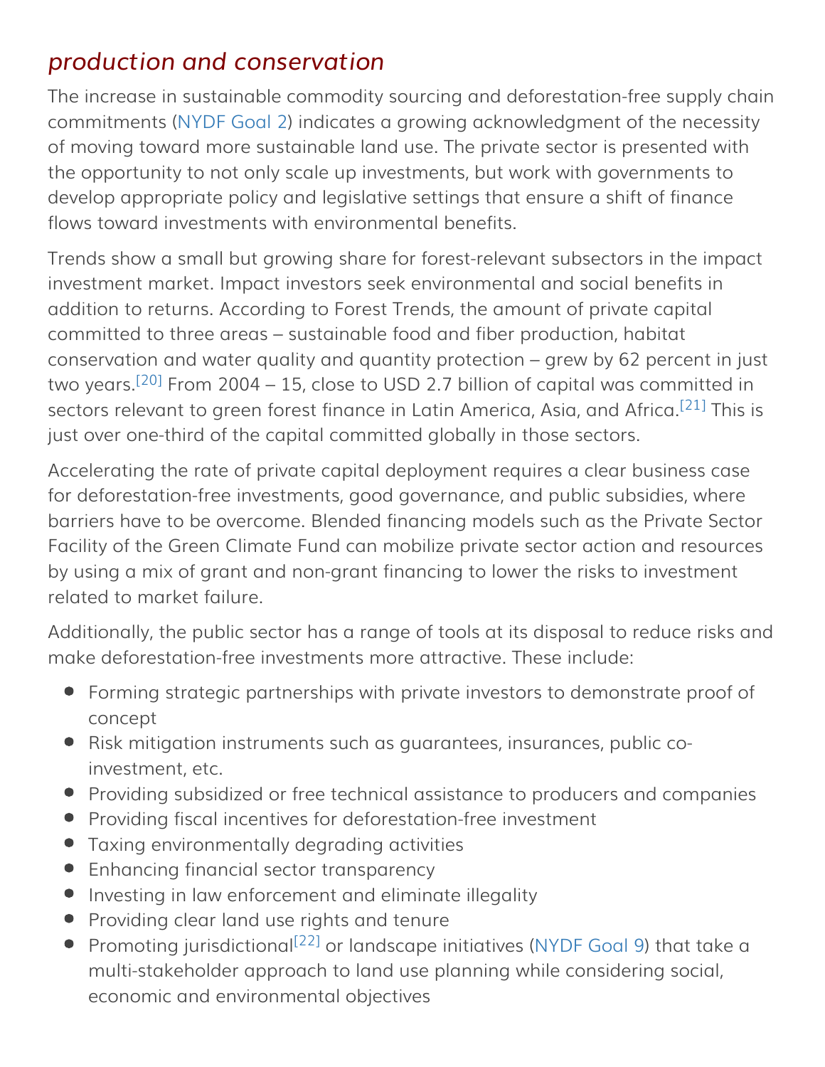## *production and conservation*

The increase in sustainable commodity sourcing and deforestation-free supply chain commitments (NYDF Goal 2) indicates a growing acknowledgment of the necessity of moving toward more sustainable land use. The private sector is presented with the opportunity to not only scale up investments, but work with governments to develop appropriate policy and legislative settings that ensure a shift of finance flows toward investments with environmental benefits.

Trends show a small but growing share for forest-relevant subsectors in the impact investment market. Impact investors seek environmental and social benefits in addition to returns. According to Forest Trends, the amount of private capital committed to three areas – sustainable food and fiber production, habitat conservation and water quality and quantity protection – grew by 62 percent in just two years.[20] From 2004 – 15, close to USD 2.7 billion of capital was committed in sectors relevant to green forest finance in Latin America, Asia, and Africa.[21] This is just over one-third of the capital committed globally in those sectors.

Accelerating the rate of private capital deployment requires a clear business case for deforestation-free investments, good governance, and public subsidies, where barriers have to be overcome. Blended financing models such as the Private Sector Facility of the Green Climate Fund can mobilize private sector action and resources by using a mix of grant and non-grant financing to lower the risks to investment related to market failure.

Additionally, the public sector has a range of tools at its disposal to reduce risks and make deforestation-free investments more attractive. These include:

- Forming strategic partnerships with private investors to demonstrate proof of concept
- Risk mitigation instruments such as guarantees, insurances, public co-investment, etc.
- Providing subsidized or free technical assistance to producers and companies
- Providing fiscal incentives for deforestation-free investment
- Taxing environmentally degrading activities
- Enhancing financial sector transparency
- Investing in law enforcement and eliminate illegality
- Providing clear land use rights and tenure
- Promoting jurisdictional[22] or landscape initiatives (NYDF Goal 9) that take a multi-stakeholder approach to land use planning while considering social, economic and environmental objectives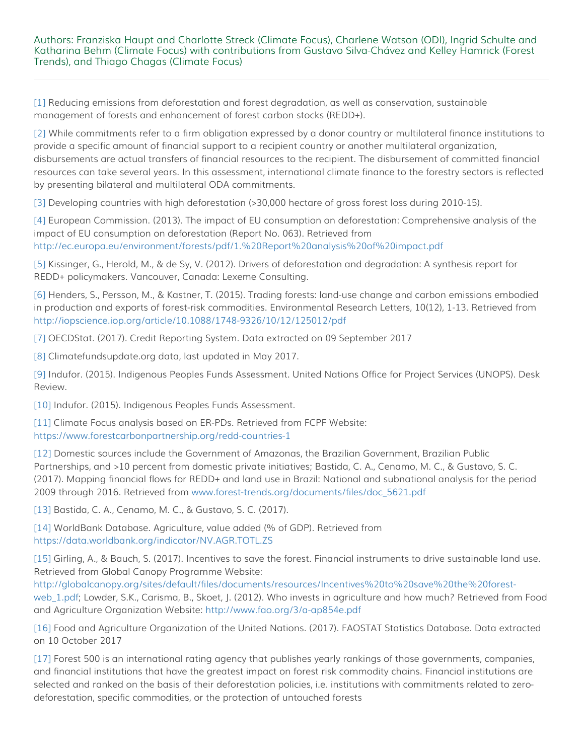Authors: Franziska Haupt and Charlotte Streck (Climate Focus), Charlene Watson (ODI), Ingrid Schulte and Katharina Behm (Climate Focus) with contributions from Gustavo Silva-Chávez and Kelley Hamrick (Forest Trends), and Thiago Chagas (Climate Focus)

[1] Reducing emissions from deforestation and forest degradation, as well as conservation, sustainable management of forests and enhancement of forest carbon stocks (REDD+).

[2] While commitments refer to a firm obligation expressed by a donor country or multilateral finance institutions to provide a specific amount of financial support to a recipient country or another multilateral organization, disbursements are actual transfers of financial resources to the recipient. The disbursement of committed financial resources can take several years. In this assessment, international climate finance to the forestry sectors is reflected by presenting bilateral and multilateral ODA commitments.

[3] Developing countries with high deforestation (>30,000 hectare of gross forest loss during 2010-15).

[4] European Commission. (2013). The impact of EU consumption on deforestation: Comprehensive analysis of the impact of EU consumption on deforestation (Report No. 063). Retrieved from http://ec.europa.eu/environment/forests/pdf/1.%20Report%20analysis%20of%20impact.pdf

[5] Kissinger, G., Herold, M., & de Sy, V. (2012). Drivers of deforestation and degradation: A synthesis report for REDD+ policymakers. Vancouver, Canada: Lexeme Consulting.

[6] Henders, S., Persson, M., & Kastner, T. (2015). Trading forests: land-use change and carbon emissions embodied in production and exports of forest-risk commodities. Environmental Research Letters, 10(12), 1-13. Retrieved from http://iopscience.iop.org/article/10.1088/1748-9326/10/12/125012/pdf

[7] OECDStat. (2017). Credit Reporting System. Data extracted on 09 September 2017

[8] Climatefundsupdate.org data, last updated in May 2017.

[9] Indufor. (2015). Indigenous Peoples Funds Assessment. United Nations Office for Project Services (UNOPS). Desk Review.

[10] Indufor. (2015). Indigenous Peoples Funds Assessment.

[11] Climate Focus analysis based on ER-PDs. Retrieved from FCPF Website: https://www.forestcarbonpartnership.org/redd-countries-1

[12] Domestic sources include the Government of Amazonas, the Brazilian Government, Brazilian Public Partnerships, and >10 percent from domestic private initiatives; Bastida, C. A., Cenamo, M. C., & Gustavo, S. C. (2017). Mapping financial flows for REDD+ and land use in Brazil: National and subnational analysis for the period 2009 through 2016. Retrieved from www.forest-trends.org/documents/files/doc_5621.pdf

[13] Bastida, C. A., Cenamo, M. C., & Gustavo, S. C. (2017).

[14] WorldBank Database. Agriculture, value added (% of GDP). Retrieved from https://data.worldbank.org/indicator/NV.AGR.TOTL.ZS

[15] Girling, A., & Bauch, S. (2017). Incentives to save the forest. Financial instruments to drive sustainable land use. Retrieved from Global Canopy Programme Website: http://globalcanopy.org/sites/default/files/documents/resources/Incentives%20to%20save%20the%20forest-web_1.pdf; Lowder, S.K., Carisma, B., Skoet, J. (2012). Who invests in agriculture and how much? Retrieved from Food and Agriculture Organization Website: http://www.fao.org/3/a-ap854e.pdf

[16] Food and Agriculture Organization of the United Nations. (2017). FAOSTAT Statistics Database. Data extracted on 10 October 2017

[17] Forest 500 is an international rating agency that publishes yearly rankings of those governments, companies, and financial institutions that have the greatest impact on forest risk commodity chains. Financial institutions are selected and ranked on the basis of their deforestation policies, i.e. institutions with commitments related to zero-deforestation, specific commodities, or the protection of untouched forests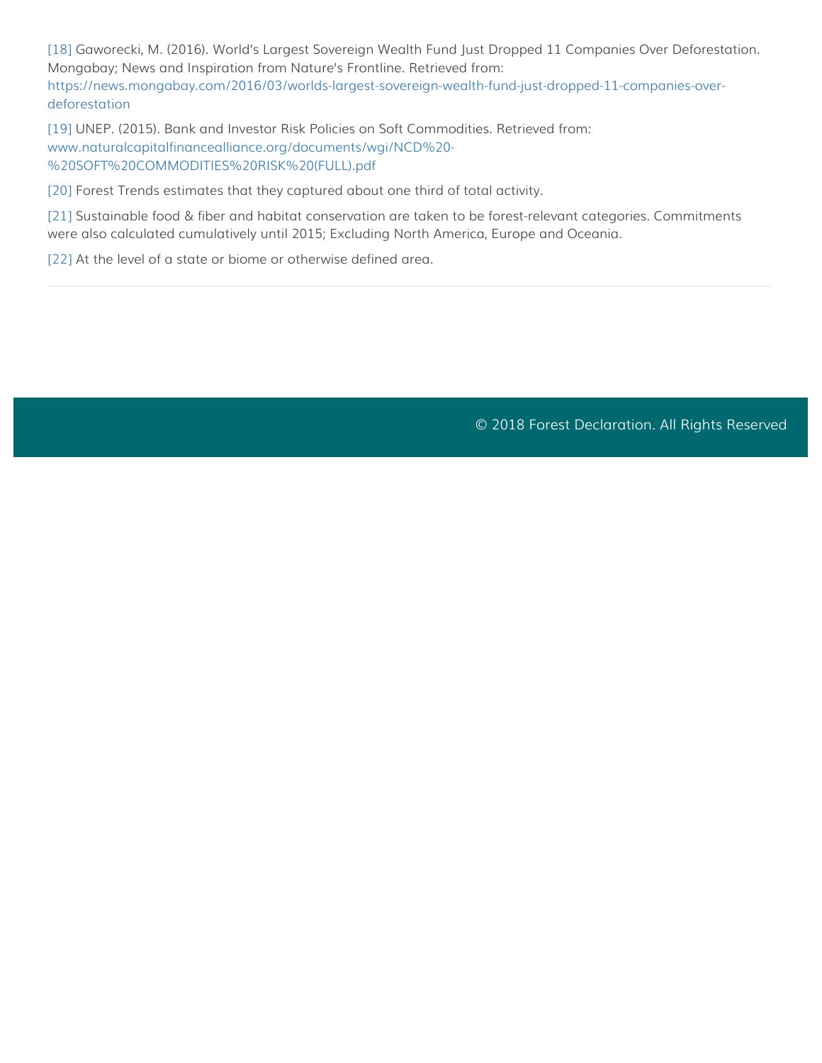[18] Gaworecki, M. (2016). World's Largest Sovereign Wealth Fund Just Dropped 11 Companies Over Deforestation. Mongabay; News and Inspiration from Nature's Frontline. Retrieved from: https://news.mongabay.com/2016/03/worlds-largest-sovereign-wealth-fund-just-dropped-11-companies-over-deforestation

[19] UNEP. (2015). Bank and Investor Risk Policies on Soft Commodities. Retrieved from: www.naturalcapitalfinancealliance.org/documents/wgi/NCD%20-%20SOFT%20COMMODITIES%20RISK%20(FULL).pdf

[20] Forest Trends estimates that they captured about one third of total activity.

[21] Sustainable food & fiber and habitat conservation are taken to be forest-relevant categories. Commitments were also calculated cumulatively until 2015; Excluding North America, Europe and Oceania.

[22] At the level of a state or biome or otherwise defined area.

© 2018 Forest Declaration. All Rights Reserved